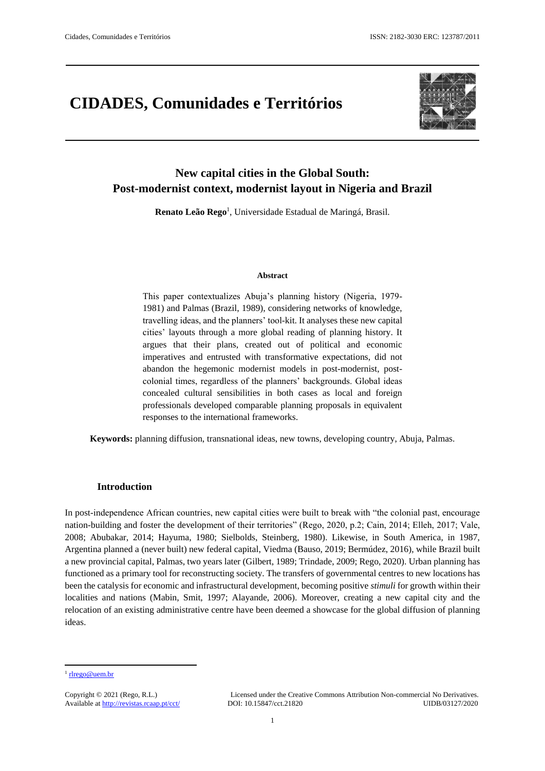# CIDADES, Comunidades e Territórios

## New capital cities in the Global South: Post-modernist context, modernist layout in Nigeria and Brazil

**Renato Leão Rego**[1], Universidade Estadual de Maringá, Brasil.

**Abstract**

This paper contextualizes Abuja's planning history (Nigeria, 1979-1981) and Palmas (Brazil, 1989), considering networks of knowledge, travelling ideas, and the planners' tool-kit. It analyses these new capital cities' layouts through a more global reading of planning history. It argues that their plans, created out of political and economic imperatives and entrusted with transformative expectations, did not abandon the hegemonic modernist models in post-modernist, post-colonial times, regardless of the planners' backgrounds. Global ideas concealed cultural sensibilities in both cases as local and foreign professionals developed comparable planning proposals in equivalent responses to the international frameworks.

**Keywords:** planning diffusion, transnational ideas, new towns, developing country, Abuja, Palmas.

### Introduction

In post-independence African countries, new capital cities were built to break with "the colonial past, encourage nation-building and foster the development of their territories" (Rego, 2020, p.2; Cain, 2014; Elleh, 2017; Vale, 2008; Abubakar, 2014; Hayuma, 1980; Sielbolds, Steinberg, 1980). Likewise, in South America, in 1987, Argentina planned a (never built) new federal capital, Viedma (Bauso, 2019; Bermúdez, 2016), while Brazil built a new provincial capital, Palmas, two years later (Gilbert, 1989; Trindade, 2009; Rego, 2020). Urban planning has functioned as a primary tool for reconstructing society. The transfers of governmental centres to new locations has been the catalysis for economic and infrastructural development, becoming positive *stimuli* for growth within their localities and nations (Mabin, Smit, 1997; Alayande, 2006). Moreover, creating a new capital city and the relocation of an existing administrative centre have been deemed a showcase for the global diffusion of planning ideas.

---

[1] rlrego@uem.br

Copyright © 2021 (Rego, R.L.) Licensed under the Creative Commons Attribution Non-commercial No Derivatives.
Available at http://revistas.rcaap.pt/cct/ DOI: 10.15847/cct.21820 UIDB/03127/2020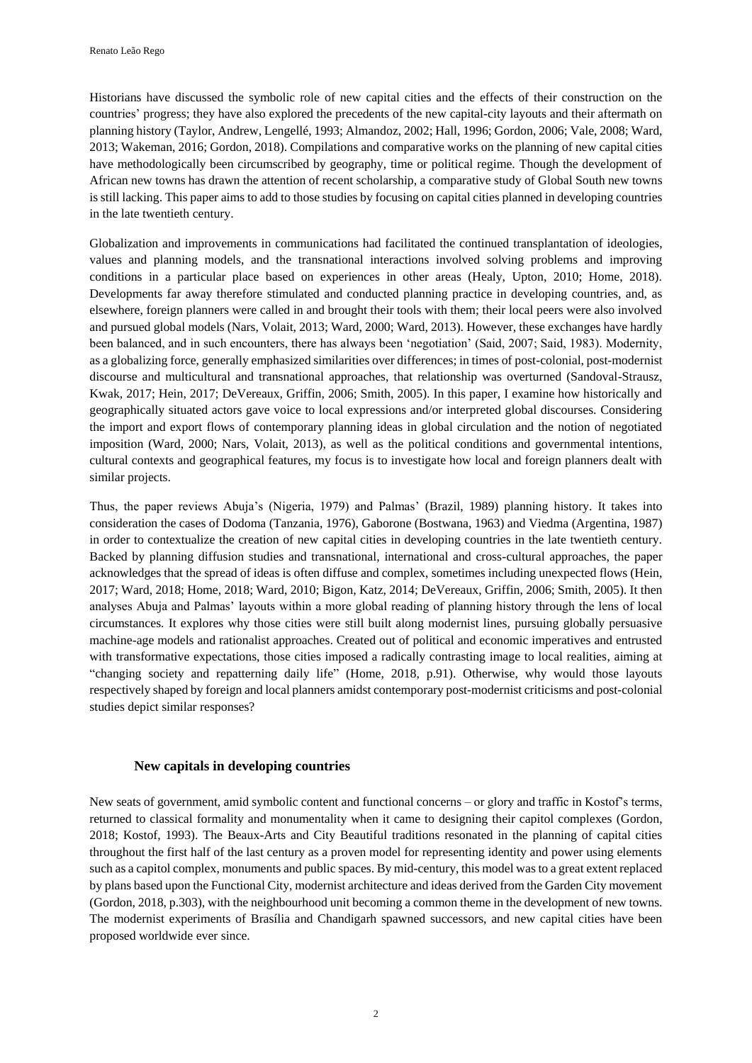Historians have discussed the symbolic role of new capital cities and the effects of their construction on the countries' progress; they have also explored the precedents of the new capital-city layouts and their aftermath on planning history (Taylor, Andrew, Lengellé, 1993; Almandoz, 2002; Hall, 1996; Gordon, 2006; Vale, 2008; Ward, 2013; Wakeman, 2016; Gordon, 2018). Compilations and comparative works on the planning of new capital cities have methodologically been circumscribed by geography, time or political regime. Though the development of African new towns has drawn the attention of recent scholarship, a comparative study of Global South new towns is still lacking. This paper aims to add to those studies by focusing on capital cities planned in developing countries in the late twentieth century.

Globalization and improvements in communications had facilitated the continued transplantation of ideologies, values and planning models, and the transnational interactions involved solving problems and improving conditions in a particular place based on experiences in other areas (Healy, Upton, 2010; Home, 2018). Developments far away therefore stimulated and conducted planning practice in developing countries, and, as elsewhere, foreign planners were called in and brought their tools with them; their local peers were also involved and pursued global models (Nars, Volait, 2013; Ward, 2000; Ward, 2013). However, these exchanges have hardly been balanced, and in such encounters, there has always been 'negotiation' (Said, 2007; Said, 1983). Modernity, as a globalizing force, generally emphasized similarities over differences; in times of post-colonial, post-modernist discourse and multicultural and transnational approaches, that relationship was overturned (Sandoval-Strausz, Kwak, 2017; Hein, 2017; DeVereaux, Griffin, 2006; Smith, 2005). In this paper, I examine how historically and geographically situated actors gave voice to local expressions and/or interpreted global discourses. Considering the import and export flows of contemporary planning ideas in global circulation and the notion of negotiated imposition (Ward, 2000; Nars, Volait, 2013), as well as the political conditions and governmental intentions, cultural contexts and geographical features, my focus is to investigate how local and foreign planners dealt with similar projects.

Thus, the paper reviews Abuja's (Nigeria, 1979) and Palmas' (Brazil, 1989) planning history. It takes into consideration the cases of Dodoma (Tanzania, 1976), Gaborone (Bostwana, 1963) and Viedma (Argentina, 1987) in order to contextualize the creation of new capital cities in developing countries in the late twentieth century. Backed by planning diffusion studies and transnational, international and cross-cultural approaches, the paper acknowledges that the spread of ideas is often diffuse and complex, sometimes including unexpected flows (Hein, 2017; Ward, 2018; Home, 2018; Ward, 2010; Bigon, Katz, 2014; DeVereaux, Griffin, 2006; Smith, 2005). It then analyses Abuja and Palmas' layouts within a more global reading of planning history through the lens of local circumstances. It explores why those cities were still built along modernist lines, pursuing globally persuasive machine-age models and rationalist approaches. Created out of political and economic imperatives and entrusted with transformative expectations, those cities imposed a radically contrasting image to local realities, aiming at "changing society and repatterning daily life" (Home, 2018, p.91). Otherwise, why would those layouts respectively shaped by foreign and local planners amidst contemporary post-modernist criticisms and post-colonial studies depict similar responses?

## New capitals in developing countries

New seats of government, amid symbolic content and functional concerns – or glory and traffic in Kostof's terms, returned to classical formality and monumentality when it came to designing their capitol complexes (Gordon, 2018; Kostof, 1993). The Beaux-Arts and City Beautiful traditions resonated in the planning of capital cities throughout the first half of the last century as a proven model for representing identity and power using elements such as a capitol complex, monuments and public spaces. By mid-century, this model was to a great extent replaced by plans based upon the Functional City, modernist architecture and ideas derived from the Garden City movement (Gordon, 2018, p.303), with the neighbourhood unit becoming a common theme in the development of new towns. The modernist experiments of Brasília and Chandigarh spawned successors, and new capital cities have been proposed worldwide ever since.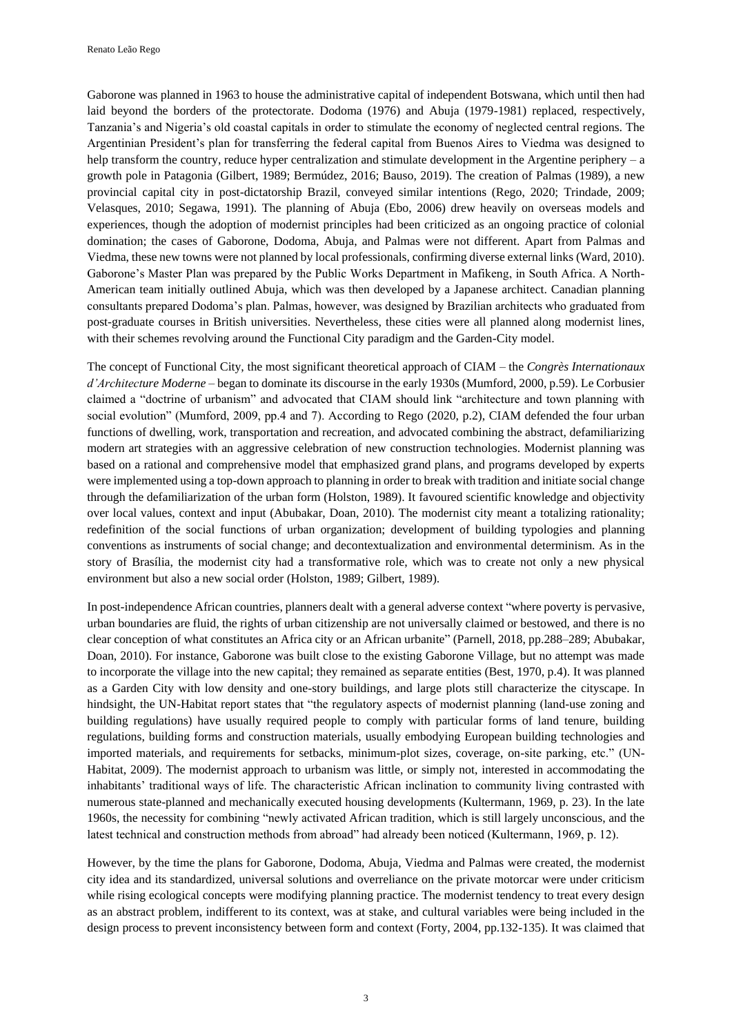Gaborone was planned in 1963 to house the administrative capital of independent Botswana, which until then had laid beyond the borders of the protectorate. Dodoma (1976) and Abuja (1979-1981) replaced, respectively, Tanzania's and Nigeria's old coastal capitals in order to stimulate the economy of neglected central regions. The Argentinian President's plan for transferring the federal capital from Buenos Aires to Viedma was designed to help transform the country, reduce hyper centralization and stimulate development in the Argentine periphery – a growth pole in Patagonia (Gilbert, 1989; Bermúdez, 2016; Bauso, 2019). The creation of Palmas (1989), a new provincial capital city in post-dictatorship Brazil, conveyed similar intentions (Rego, 2020; Trindade, 2009; Velasques, 2010; Segawa, 1991). The planning of Abuja (Ebo, 2006) drew heavily on overseas models and experiences, though the adoption of modernist principles had been criticized as an ongoing practice of colonial domination; the cases of Gaborone, Dodoma, Abuja, and Palmas were not different. Apart from Palmas and Viedma, these new towns were not planned by local professionals, confirming diverse external links (Ward, 2010). Gaborone's Master Plan was prepared by the Public Works Department in Mafikeng, in South Africa. A North-American team initially outlined Abuja, which was then developed by a Japanese architect. Canadian planning consultants prepared Dodoma's plan. Palmas, however, was designed by Brazilian architects who graduated from post-graduate courses in British universities. Nevertheless, these cities were all planned along modernist lines, with their schemes revolving around the Functional City paradigm and the Garden-City model.

The concept of Functional City, the most significant theoretical approach of CIAM – the *Congrès Internationaux d'Architecture Moderne* – began to dominate its discourse in the early 1930s (Mumford, 2000, p.59). Le Corbusier claimed a "doctrine of urbanism" and advocated that CIAM should link "architecture and town planning with social evolution" (Mumford, 2009, pp.4 and 7). According to Rego (2020, p.2), CIAM defended the four urban functions of dwelling, work, transportation and recreation, and advocated combining the abstract, defamiliarizing modern art strategies with an aggressive celebration of new construction technologies. Modernist planning was based on a rational and comprehensive model that emphasized grand plans, and programs developed by experts were implemented using a top-down approach to planning in order to break with tradition and initiate social change through the defamiliarization of the urban form (Holston, 1989). It favoured scientific knowledge and objectivity over local values, context and input (Abubakar, Doan, 2010). The modernist city meant a totalizing rationality; redefinition of the social functions of urban organization; development of building typologies and planning conventions as instruments of social change; and decontextualization and environmental determinism. As in the story of Brasília, the modernist city had a transformative role, which was to create not only a new physical environment but also a new social order (Holston, 1989; Gilbert, 1989).

In post-independence African countries, planners dealt with a general adverse context "where poverty is pervasive, urban boundaries are fluid, the rights of urban citizenship are not universally claimed or bestowed, and there is no clear conception of what constitutes an Africa city or an African urbanite" (Parnell, 2018, pp.288–289; Abubakar, Doan, 2010). For instance, Gaborone was built close to the existing Gaborone Village, but no attempt was made to incorporate the village into the new capital; they remained as separate entities (Best, 1970, p.4). It was planned as a Garden City with low density and one-story buildings, and large plots still characterize the cityscape. In hindsight, the UN-Habitat report states that "the regulatory aspects of modernist planning (land-use zoning and building regulations) have usually required people to comply with particular forms of land tenure, building regulations, building forms and construction materials, usually embodying European building technologies and imported materials, and requirements for setbacks, minimum-plot sizes, coverage, on-site parking, etc." (UN-Habitat, 2009). The modernist approach to urbanism was little, or simply not, interested in accommodating the inhabitants' traditional ways of life. The characteristic African inclination to community living contrasted with numerous state-planned and mechanically executed housing developments (Kultermann, 1969, p. 23). In the late 1960s, the necessity for combining "newly activated African tradition, which is still largely unconscious, and the latest technical and construction methods from abroad" had already been noticed (Kultermann, 1969, p. 12).

However, by the time the plans for Gaborone, Dodoma, Abuja, Viedma and Palmas were created, the modernist city idea and its standardized, universal solutions and overreliance on the private motorcar were under criticism while rising ecological concepts were modifying planning practice. The modernist tendency to treat every design as an abstract problem, indifferent to its context, was at stake, and cultural variables were being included in the design process to prevent inconsistency between form and context (Forty, 2004, pp.132-135). It was claimed that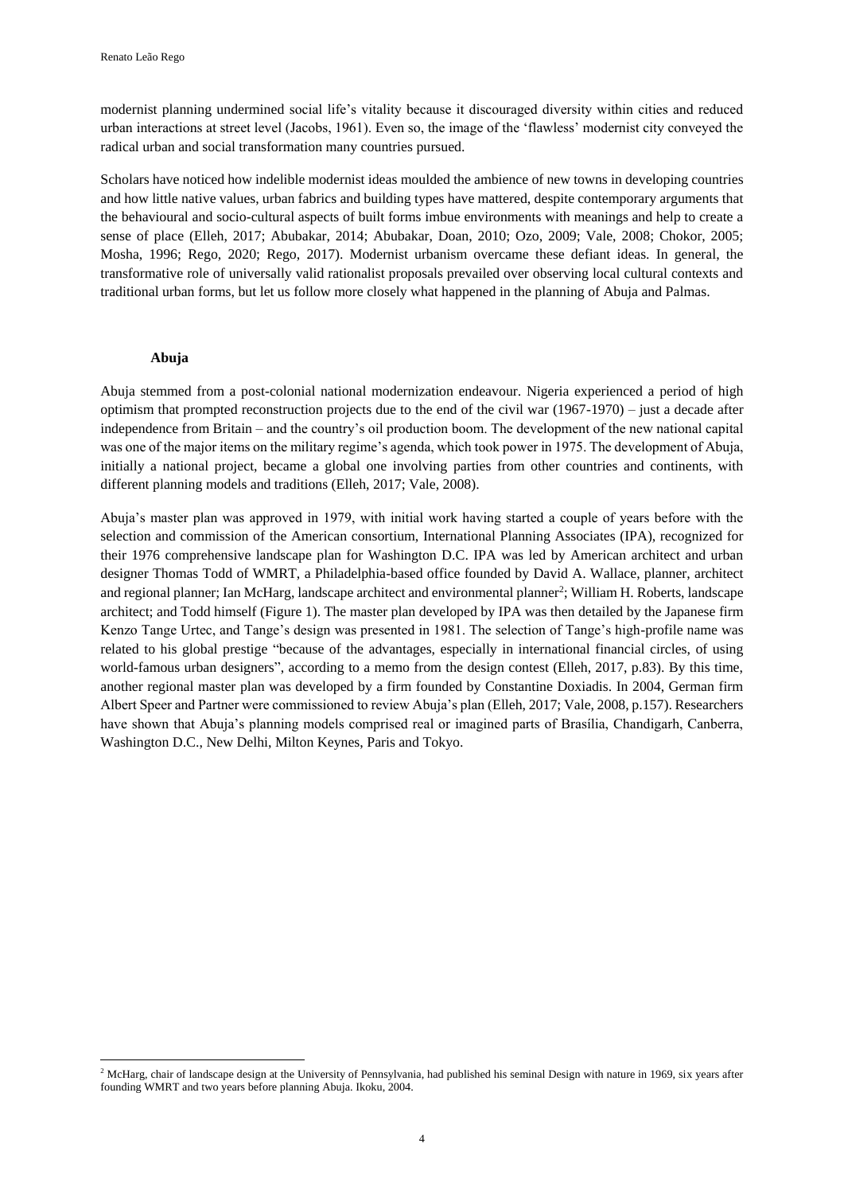modernist planning undermined social life's vitality because it discouraged diversity within cities and reduced urban interactions at street level (Jacobs, 1961). Even so, the image of the 'flawless' modernist city conveyed the radical urban and social transformation many countries pursued.

Scholars have noticed how indelible modernist ideas moulded the ambience of new towns in developing countries and how little native values, urban fabrics and building types have mattered, despite contemporary arguments that the behavioural and socio-cultural aspects of built forms imbue environments with meanings and help to create a sense of place (Elleh, 2017; Abubakar, 2014; Abubakar, Doan, 2010; Ozo, 2009; Vale, 2008; Chokor, 2005; Mosha, 1996; Rego, 2020; Rego, 2017). Modernist urbanism overcame these defiant ideas. In general, the transformative role of universally valid rationalist proposals prevailed over observing local cultural contexts and traditional urban forms, but let us follow more closely what happened in the planning of Abuja and Palmas.

## Abuja

Abuja stemmed from a post-colonial national modernization endeavour. Nigeria experienced a period of high optimism that prompted reconstruction projects due to the end of the civil war (1967-1970) – just a decade after independence from Britain – and the country's oil production boom. The development of the new national capital was one of the major items on the military regime's agenda, which took power in 1975. The development of Abuja, initially a national project, became a global one involving parties from other countries and continents, with different planning models and traditions (Elleh, 2017; Vale, 2008).

Abuja's master plan was approved in 1979, with initial work having started a couple of years before with the selection and commission of the American consortium, International Planning Associates (IPA), recognized for their 1976 comprehensive landscape plan for Washington D.C. IPA was led by American architect and urban designer Thomas Todd of WMRT, a Philadelphia-based office founded by David A. Wallace, planner, architect and regional planner; Ian McHarg, landscape architect and environmental planner[2]; William H. Roberts, landscape architect; and Todd himself (Figure 1). The master plan developed by IPA was then detailed by the Japanese firm Kenzo Tange Urtec, and Tange's design was presented in 1981. The selection of Tange's high-profile name was related to his global prestige "because of the advantages, especially in international financial circles, of using world-famous urban designers", according to a memo from the design contest (Elleh, 2017, p.83). By this time, another regional master plan was developed by a firm founded by Constantine Doxiadis. In 2004, German firm Albert Speer and Partner were commissioned to review Abuja's plan (Elleh, 2017; Vale, 2008, p.157). Researchers have shown that Abuja's planning models comprised real or imagined parts of Brasília, Chandigarh, Canberra, Washington D.C., New Delhi, Milton Keynes, Paris and Tokyo.

[2] McHarg, chair of landscape design at the University of Pennsylvania, had published his seminal Design with nature in 1969, six years after founding WMRT and two years before planning Abuja. Ikoku, 2004.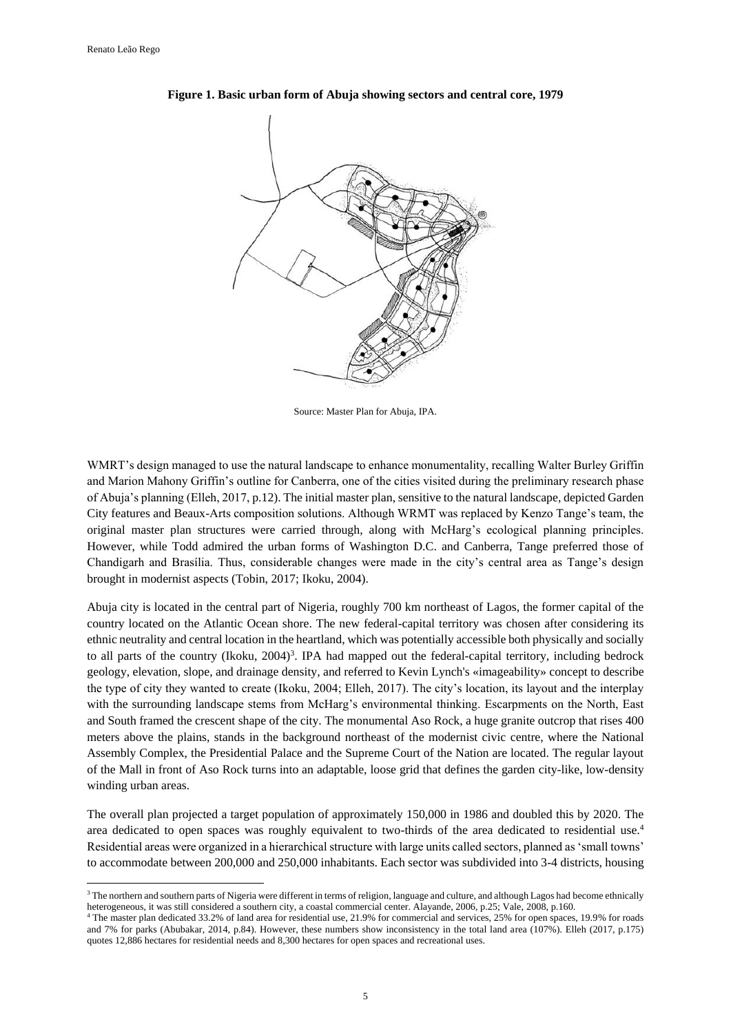**Figure 1. Basic urban form of Abuja showing sectors and central core, 1979**

Source: Master Plan for Abuja, IPA.

WMRT's design managed to use the natural landscape to enhance monumentality, recalling Walter Burley Griffin and Marion Mahony Griffin's outline for Canberra, one of the cities visited during the preliminary research phase of Abuja's planning (Elleh, 2017, p.12). The initial master plan, sensitive to the natural landscape, depicted Garden City features and Beaux-Arts composition solutions. Although WRMT was replaced by Kenzo Tange's team, the original master plan structures were carried through, along with McHarg's ecological planning principles. However, while Todd admired the urban forms of Washington D.C. and Canberra, Tange preferred those of Chandigarh and Brasília. Thus, considerable changes were made in the city's central area as Tange's design brought in modernist aspects (Tobin, 2017; Ikoku, 2004).

Abuja city is located in the central part of Nigeria, roughly 700 km northeast of Lagos, the former capital of the country located on the Atlantic Ocean shore. The new federal-capital territory was chosen after considering its ethnic neutrality and central location in the heartland, which was potentially accessible both physically and socially to all parts of the country (Ikoku, 2004)[3]. IPA had mapped out the federal-capital territory, including bedrock geology, elevation, slope, and drainage density, and referred to Kevin Lynch's «imageability» concept to describe the type of city they wanted to create (Ikoku, 2004; Elleh, 2017). The city's location, its layout and the interplay with the surrounding landscape stems from McHarg's environmental thinking. Escarpments on the North, East and South framed the crescent shape of the city. The monumental Aso Rock, a huge granite outcrop that rises 400 meters above the plains, stands in the background northeast of the modernist civic centre, where the National Assembly Complex, the Presidential Palace and the Supreme Court of the Nation are located. The regular layout of the Mall in front of Aso Rock turns into an adaptable, loose grid that defines the garden city-like, low-density winding urban areas.

The overall plan projected a target population of approximately 150,000 in 1986 and doubled this by 2020. The area dedicated to open spaces was roughly equivalent to two-thirds of the area dedicated to residential use.[4] Residential areas were organized in a hierarchical structure with large units called sectors, planned as 'small towns' to accommodate between 200,000 and 250,000 inhabitants. Each sector was subdivided into 3-4 districts, housing

[3] The northern and southern parts of Nigeria were different in terms of religion, language and culture, and although Lagos had become ethnically heterogeneous, it was still considered a southern city, a coastal commercial center. Alayande, 2006, p.25; Vale, 2008, p.160.

[4] The master plan dedicated 33.2% of land area for residential use, 21.9% for commercial and services, 25% for open spaces, 19.9% for roads and 7% for parks (Abubakar, 2014, p.84). However, these numbers show inconsistency in the total land area (107%). Elleh (2017, p.175) quotes 12,886 hectares for residential needs and 8,300 hectares for open spaces and recreational uses.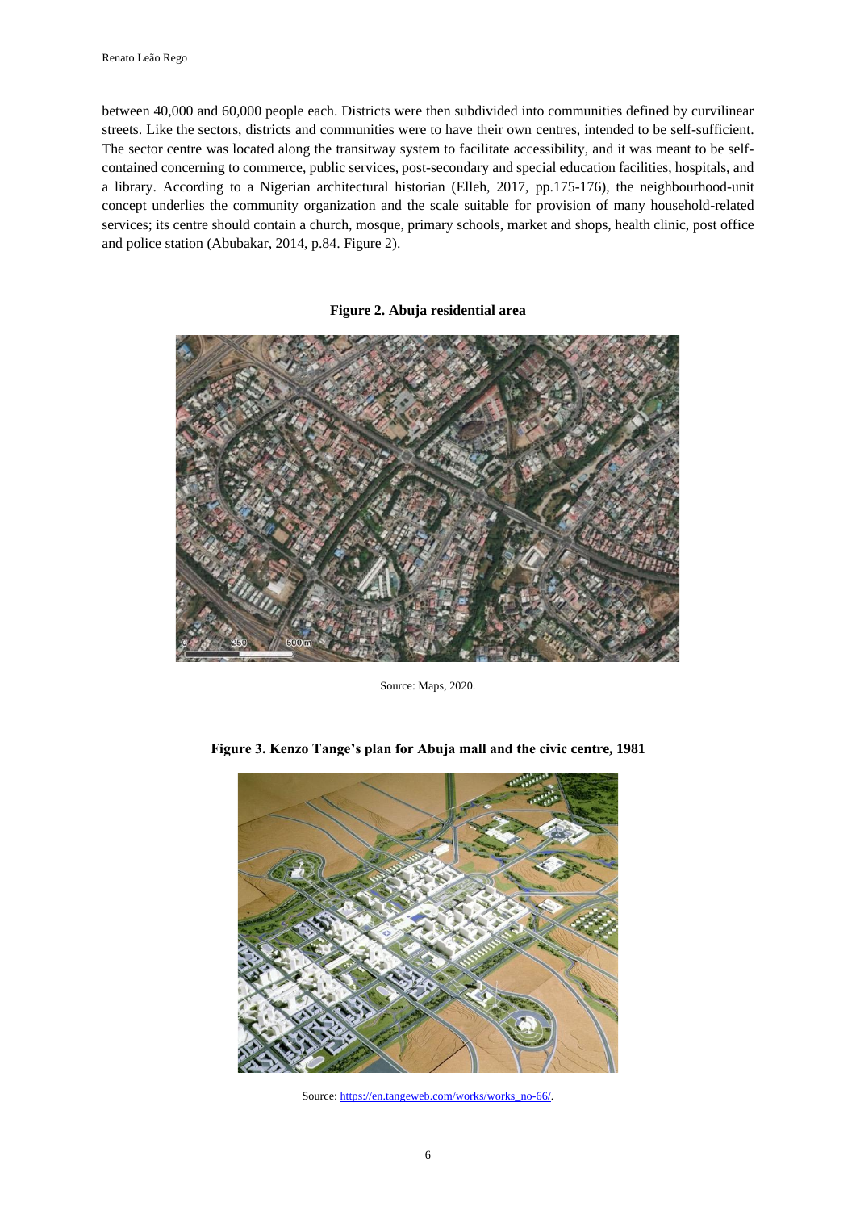between 40,000 and 60,000 people each. Districts were then subdivided into communities defined by curvilinear streets. Like the sectors, districts and communities were to have their own centres, intended to be self-sufficient. The sector centre was located along the transitway system to facilitate accessibility, and it was meant to be self-contained concerning to commerce, public services, post-secondary and special education facilities, hospitals, and a library. According to a Nigerian architectural historian (Elleh, 2017, pp.175-176), the neighbourhood-unit concept underlies the community organization and the scale suitable for provision of many household-related services; its centre should contain a church, mosque, primary schools, market and shops, health clinic, post office and police station (Abubakar, 2014, p.84. Figure 2).

**Figure 2. Abuja residential area**

Source: Maps, 2020.

**Figure 3. Kenzo Tange's plan for Abuja mall and the civic centre, 1981**

Source: https://en.tangeweb.com/works/works_no-66/.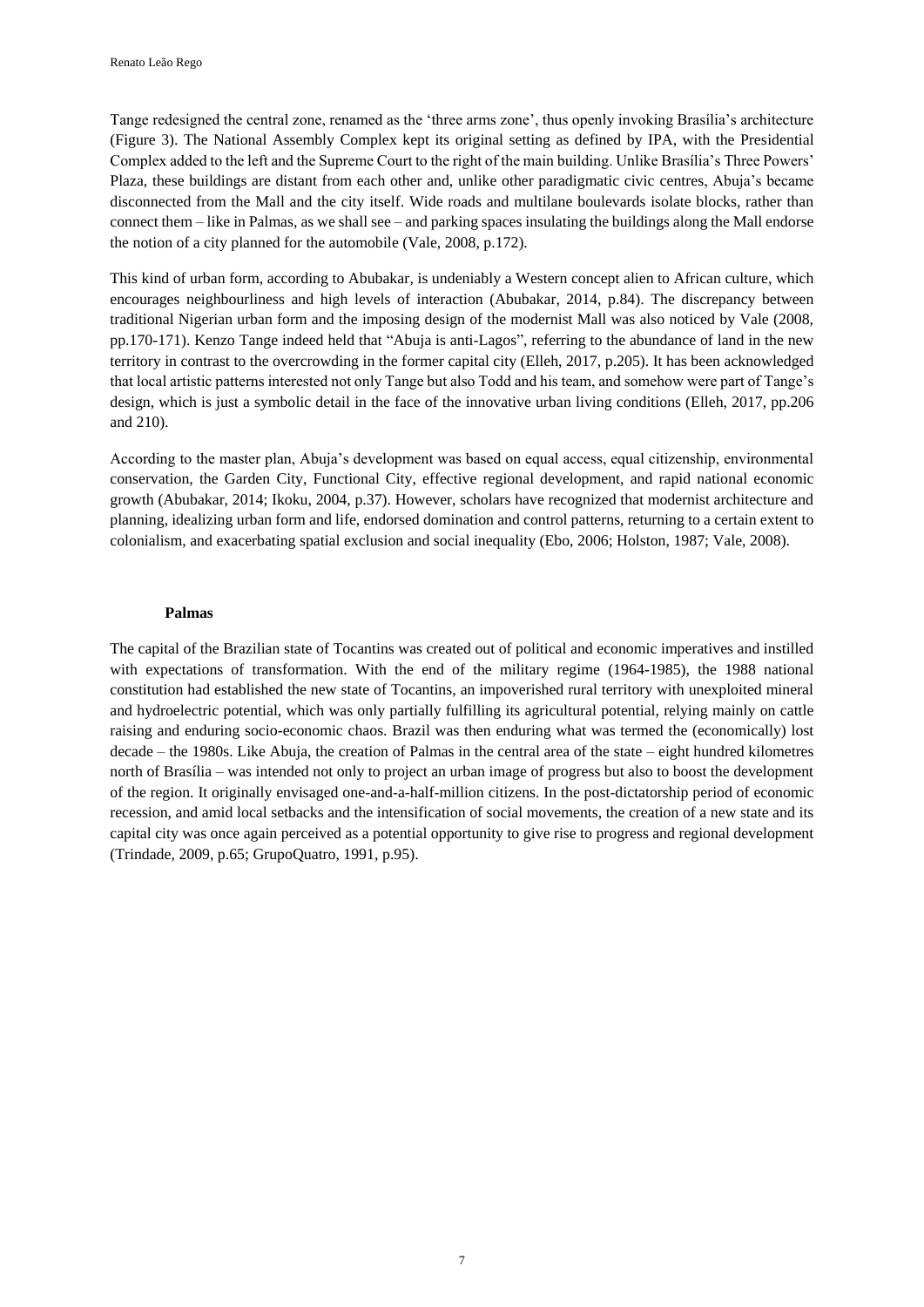Tange redesigned the central zone, renamed as the 'three arms zone', thus openly invoking Brasília's architecture (Figure 3). The National Assembly Complex kept its original setting as defined by IPA, with the Presidential Complex added to the left and the Supreme Court to the right of the main building. Unlike Brasília's Three Powers' Plaza, these buildings are distant from each other and, unlike other paradigmatic civic centres, Abuja's became disconnected from the Mall and the city itself. Wide roads and multilane boulevards isolate blocks, rather than connect them – like in Palmas, as we shall see – and parking spaces insulating the buildings along the Mall endorse the notion of a city planned for the automobile (Vale, 2008, p.172).

This kind of urban form, according to Abubakar, is undeniably a Western concept alien to African culture, which encourages neighbourliness and high levels of interaction (Abubakar, 2014, p.84). The discrepancy between traditional Nigerian urban form and the imposing design of the modernist Mall was also noticed by Vale (2008, pp.170-171). Kenzo Tange indeed held that "Abuja is anti-Lagos", referring to the abundance of land in the new territory in contrast to the overcrowding in the former capital city (Elleh, 2017, p.205). It has been acknowledged that local artistic patterns interested not only Tange but also Todd and his team, and somehow were part of Tange's design, which is just a symbolic detail in the face of the innovative urban living conditions (Elleh, 2017, pp.206 and 210).

According to the master plan, Abuja's development was based on equal access, equal citizenship, environmental conservation, the Garden City, Functional City, effective regional development, and rapid national economic growth (Abubakar, 2014; Ikoku, 2004, p.37). However, scholars have recognized that modernist architecture and planning, idealizing urban form and life, endorsed domination and control patterns, returning to a certain extent to colonialism, and exacerbating spatial exclusion and social inequality (Ebo, 2006; Holston, 1987; Vale, 2008).

### Palmas

The capital of the Brazilian state of Tocantins was created out of political and economic imperatives and instilled with expectations of transformation. With the end of the military regime (1964-1985), the 1988 national constitution had established the new state of Tocantins, an impoverished rural territory with unexploited mineral and hydroelectric potential, which was only partially fulfilling its agricultural potential, relying mainly on cattle raising and enduring socio-economic chaos. Brazil was then enduring what was termed the (economically) lost decade – the 1980s. Like Abuja, the creation of Palmas in the central area of the state – eight hundred kilometres north of Brasília – was intended not only to project an urban image of progress but also to boost the development of the region. It originally envisaged one-and-a-half-million citizens. In the post-dictatorship period of economic recession, and amid local setbacks and the intensification of social movements, the creation of a new state and its capital city was once again perceived as a potential opportunity to give rise to progress and regional development (Trindade, 2009, p.65; GrupoQuatro, 1991, p.95).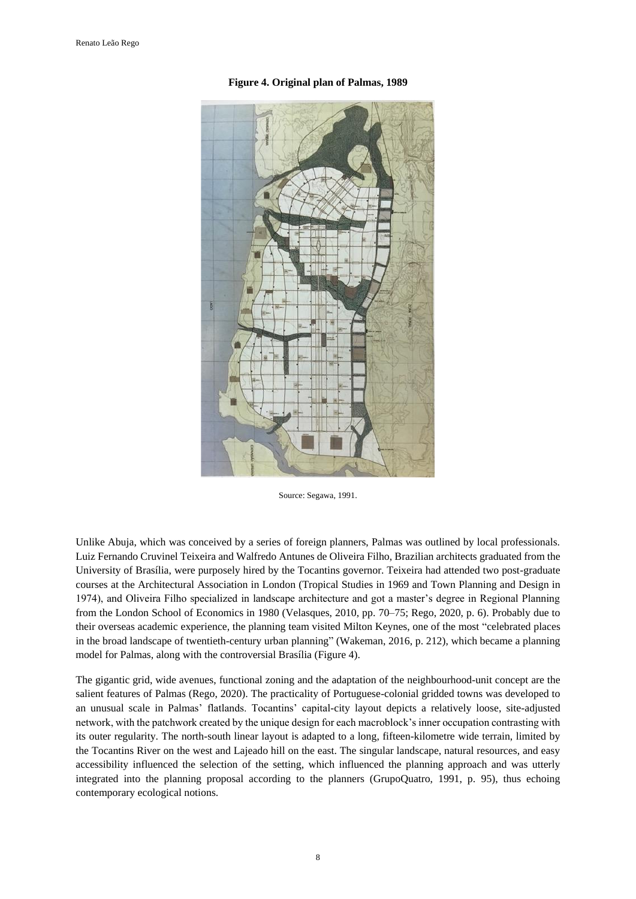**Figure 4. Original plan of Palmas, 1989**

Source: Segawa, 1991.

Unlike Abuja, which was conceived by a series of foreign planners, Palmas was outlined by local professionals. Luiz Fernando Cruvinel Teixeira and Walfredo Antunes de Oliveira Filho, Brazilian architects graduated from the University of Brasília, were purposely hired by the Tocantins governor. Teixeira had attended two post-graduate courses at the Architectural Association in London (Tropical Studies in 1969 and Town Planning and Design in 1974), and Oliveira Filho specialized in landscape architecture and got a master's degree in Regional Planning from the London School of Economics in 1980 (Velasques, 2010, pp. 70–75; Rego, 2020, p. 6). Probably due to their overseas academic experience, the planning team visited Milton Keynes, one of the most "celebrated places in the broad landscape of twentieth-century urban planning" (Wakeman, 2016, p. 212), which became a planning model for Palmas, along with the controversial Brasília (Figure 4).

The gigantic grid, wide avenues, functional zoning and the adaptation of the neighbourhood-unit concept are the salient features of Palmas (Rego, 2020). The practicality of Portuguese-colonial gridded towns was developed to an unusual scale in Palmas' flatlands. Tocantins' capital-city layout depicts a relatively loose, site-adjusted network, with the patchwork created by the unique design for each macroblock's inner occupation contrasting with its outer regularity. The north-south linear layout is adapted to a long, fifteen-kilometre wide terrain, limited by the Tocantins River on the west and Lajeado hill on the east. The singular landscape, natural resources, and easy accessibility influenced the selection of the setting, which influenced the planning approach and was utterly integrated into the planning proposal according to the planners (GrupoQuatro, 1991, p. 95), thus echoing contemporary ecological notions.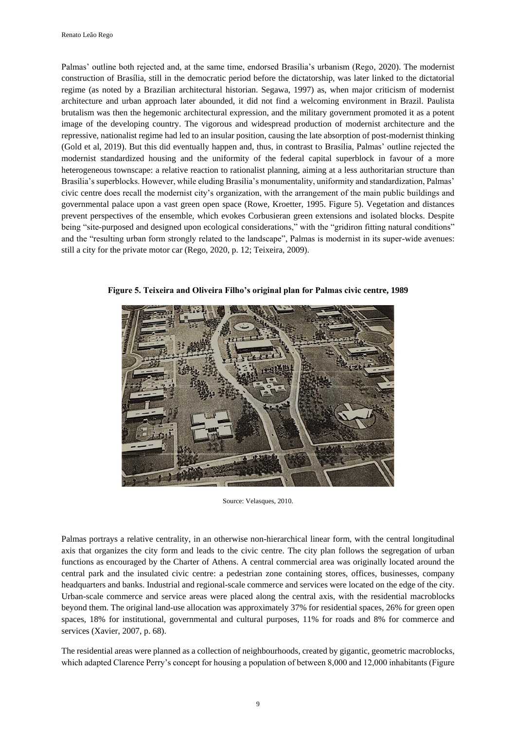Palmas' outline both rejected and, at the same time, endorsed Brasília's urbanism (Rego, 2020). The modernist construction of Brasília, still in the democratic period before the dictatorship, was later linked to the dictatorial regime (as noted by a Brazilian architectural historian. Segawa, 1997) as, when major criticism of modernist architecture and urban approach later abounded, it did not find a welcoming environment in Brazil. Paulista brutalism was then the hegemonic architectural expression, and the military government promoted it as a potent image of the developing country. The vigorous and widespread production of modernist architecture and the repressive, nationalist regime had led to an insular position, causing the late absorption of post-modernist thinking (Gold et al, 2019). But this did eventually happen and, thus, in contrast to Brasília, Palmas' outline rejected the modernist standardized housing and the uniformity of the federal capital superblock in favour of a more heterogeneous townscape: a relative reaction to rationalist planning, aiming at a less authoritarian structure than Brasília's superblocks. However, while eluding Brasília's monumentality, uniformity and standardization, Palmas' civic centre does recall the modernist city's organization, with the arrangement of the main public buildings and governmental palace upon a vast green open space (Rowe, Kroetter, 1995. Figure 5). Vegetation and distances prevent perspectives of the ensemble, which evokes Corbusieran green extensions and isolated blocks. Despite being "site-purposed and designed upon ecological considerations," with the "gridiron fitting natural conditions" and the "resulting urban form strongly related to the landscape", Palmas is modernist in its super-wide avenues: still a city for the private motor car (Rego, 2020, p. 12; Teixeira, 2009).

**Figure 5. Teixeira and Oliveira Filho's original plan for Palmas civic centre, 1989**

Source: Velasques, 2010.

Palmas portrays a relative centrality, in an otherwise non-hierarchical linear form, with the central longitudinal axis that organizes the city form and leads to the civic centre. The city plan follows the segregation of urban functions as encouraged by the Charter of Athens. A central commercial area was originally located around the central park and the insulated civic centre: a pedestrian zone containing stores, offices, businesses, company headquarters and banks. Industrial and regional-scale commerce and services were located on the edge of the city. Urban-scale commerce and service areas were placed along the central axis, with the residential macroblocks beyond them. The original land-use allocation was approximately 37% for residential spaces, 26% for green open spaces, 18% for institutional, governmental and cultural purposes, 11% for roads and 8% for commerce and services (Xavier, 2007, p. 68).

The residential areas were planned as a collection of neighbourhoods, created by gigantic, geometric macroblocks, which adapted Clarence Perry's concept for housing a population of between 8,000 and 12,000 inhabitants (Figure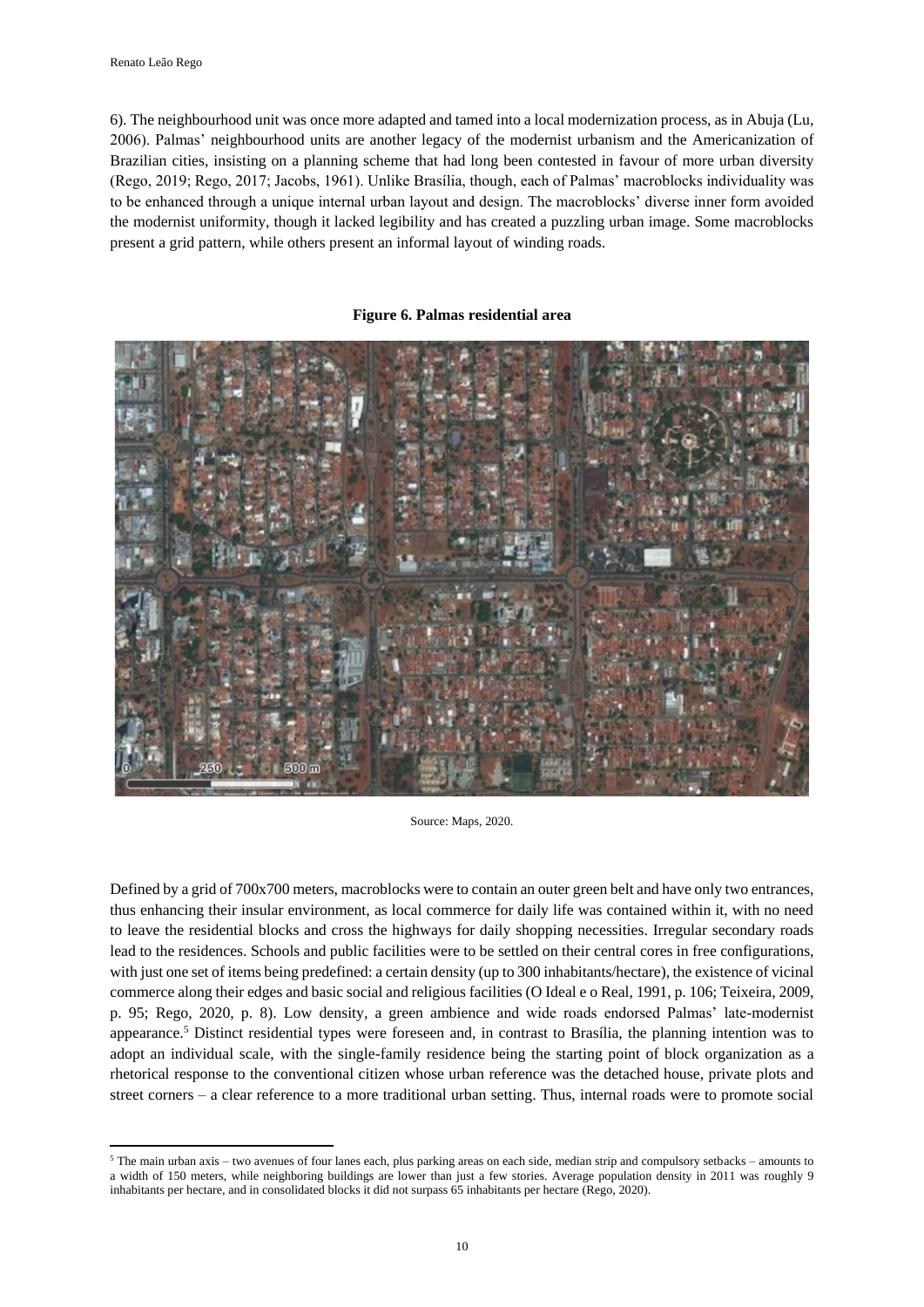6). The neighbourhood unit was once more adapted and tamed into a local modernization process, as in Abuja (Lu, 2006). Palmas' neighbourhood units are another legacy of the modernist urbanism and the Americanization of Brazilian cities, insisting on a planning scheme that had long been contested in favour of more urban diversity (Rego, 2019; Rego, 2017; Jacobs, 1961). Unlike Brasília, though, each of Palmas' macroblocks individuality was to be enhanced through a unique internal urban layout and design. The macroblocks' diverse inner form avoided the modernist uniformity, though it lacked legibility and has created a puzzling urban image. Some macroblocks present a grid pattern, while others present an informal layout of winding roads.

**Figure 6. Palmas residential area**

Source: Maps, 2020.

Defined by a grid of 700x700 meters, macroblocks were to contain an outer green belt and have only two entrances, thus enhancing their insular environment, as local commerce for daily life was contained within it, with no need to leave the residential blocks and cross the highways for daily shopping necessities. Irregular secondary roads lead to the residences. Schools and public facilities were to be settled on their central cores in free configurations, with just one set of items being predefined: a certain density (up to 300 inhabitants/hectare), the existence of vicinal commerce along their edges and basic social and religious facilities (O Ideal e o Real, 1991, p. 106; Teixeira, 2009, p. 95; Rego, 2020, p. 8). Low density, a green ambience and wide roads endorsed Palmas' late-modernist appearance.[5] Distinct residential types were foreseen and, in contrast to Brasília, the planning intention was to adopt an individual scale, with the single-family residence being the starting point of block organization as a rhetorical response to the conventional citizen whose urban reference was the detached house, private plots and street corners – a clear reference to a more traditional urban setting. Thus, internal roads were to promote social

[5] The main urban axis – two avenues of four lanes each, plus parking areas on each side, median strip and compulsory setbacks – amounts to a width of 150 meters, while neighboring buildings are lower than just a few stories. Average population density in 2011 was roughly 9 inhabitants per hectare, and in consolidated blocks it did not surpass 65 inhabitants per hectare (Rego, 2020).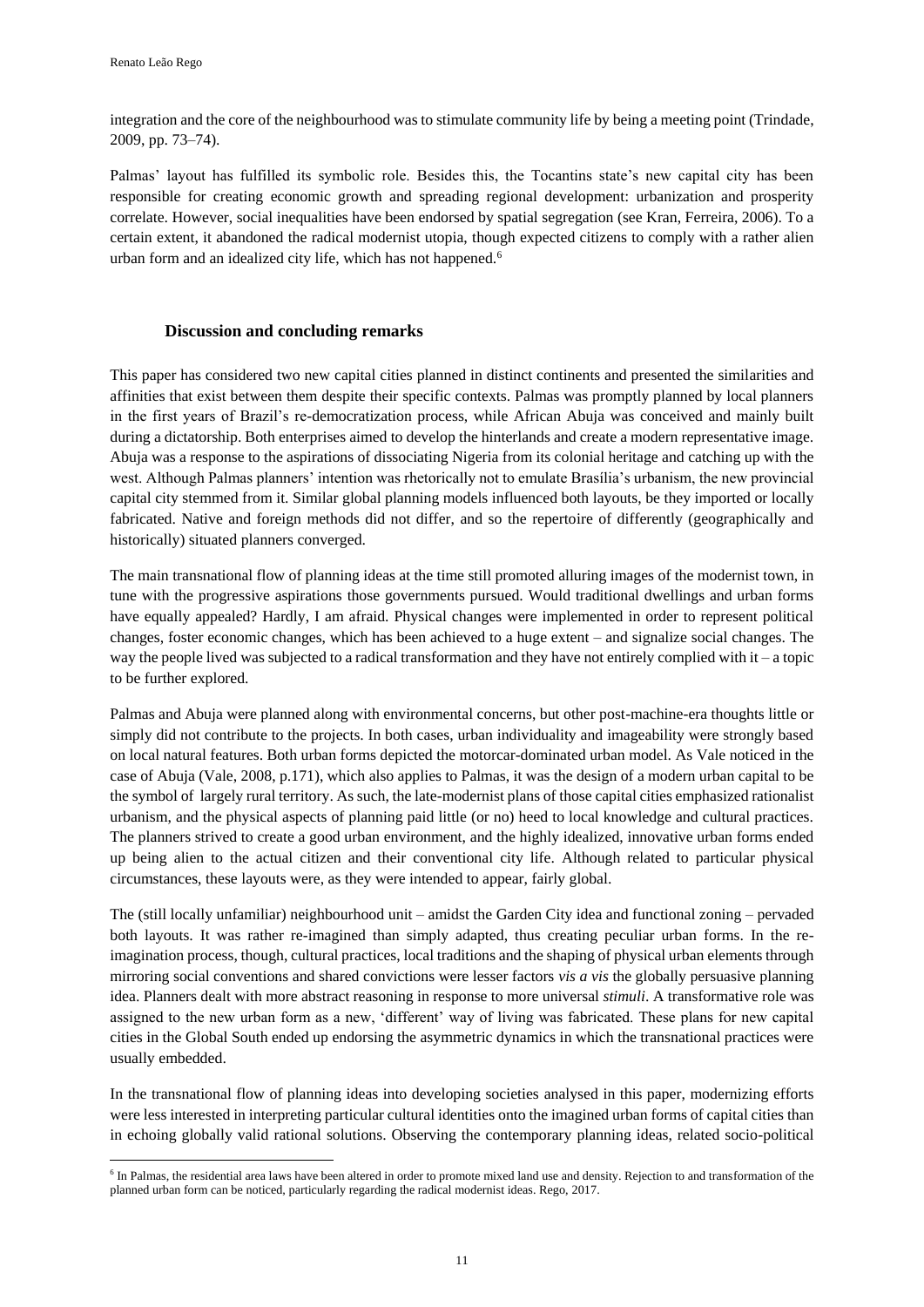integration and the core of the neighbourhood was to stimulate community life by being a meeting point (Trindade, 2009, pp. 73–74).

Palmas' layout has fulfilled its symbolic role. Besides this, the Tocantins state's new capital city has been responsible for creating economic growth and spreading regional development: urbanization and prosperity correlate. However, social inequalities have been endorsed by spatial segregation (see Kran, Ferreira, 2006). To a certain extent, it abandoned the radical modernist utopia, though expected citizens to comply with a rather alien urban form and an idealized city life, which has not happened.[6]

## Discussion and concluding remarks

This paper has considered two new capital cities planned in distinct continents and presented the similarities and affinities that exist between them despite their specific contexts. Palmas was promptly planned by local planners in the first years of Brazil's re-democratization process, while African Abuja was conceived and mainly built during a dictatorship. Both enterprises aimed to develop the hinterlands and create a modern representative image. Abuja was a response to the aspirations of dissociating Nigeria from its colonial heritage and catching up with the west. Although Palmas planners' intention was rhetorically not to emulate Brasília's urbanism, the new provincial capital city stemmed from it. Similar global planning models influenced both layouts, be they imported or locally fabricated. Native and foreign methods did not differ, and so the repertoire of differently (geographically and historically) situated planners converged.

The main transnational flow of planning ideas at the time still promoted alluring images of the modernist town, in tune with the progressive aspirations those governments pursued. Would traditional dwellings and urban forms have equally appealed? Hardly, I am afraid. Physical changes were implemented in order to represent political changes, foster economic changes, which has been achieved to a huge extent – and signalize social changes. The way the people lived was subjected to a radical transformation and they have not entirely complied with it – a topic to be further explored.

Palmas and Abuja were planned along with environmental concerns, but other post-machine-era thoughts little or simply did not contribute to the projects. In both cases, urban individuality and imageability were strongly based on local natural features. Both urban forms depicted the motorcar-dominated urban model. As Vale noticed in the case of Abuja (Vale, 2008, p.171), which also applies to Palmas, it was the design of a modern urban capital to be the symbol of largely rural territory. As such, the late-modernist plans of those capital cities emphasized rationalist urbanism, and the physical aspects of planning paid little (or no) heed to local knowledge and cultural practices. The planners strived to create a good urban environment, and the highly idealized, innovative urban forms ended up being alien to the actual citizen and their conventional city life. Although related to particular physical circumstances, these layouts were, as they were intended to appear, fairly global.

The (still locally unfamiliar) neighbourhood unit – amidst the Garden City idea and functional zoning – pervaded both layouts. It was rather re-imagined than simply adapted, thus creating peculiar urban forms. In the re-imagination process, though, cultural practices, local traditions and the shaping of physical urban elements through mirroring social conventions and shared convictions were lesser factors *vis a vis* the globally persuasive planning idea. Planners dealt with more abstract reasoning in response to more universal *stimuli*. A transformative role was assigned to the new urban form as a new, 'different' way of living was fabricated. These plans for new capital cities in the Global South ended up endorsing the asymmetric dynamics in which the transnational practices were usually embedded.

In the transnational flow of planning ideas into developing societies analysed in this paper, modernizing efforts were less interested in interpreting particular cultural identities onto the imagined urban forms of capital cities than in echoing globally valid rational solutions. Observing the contemporary planning ideas, related socio-political

[6] In Palmas, the residential area laws have been altered in order to promote mixed land use and density. Rejection to and transformation of the planned urban form can be noticed, particularly regarding the radical modernist ideas. Rego, 2017.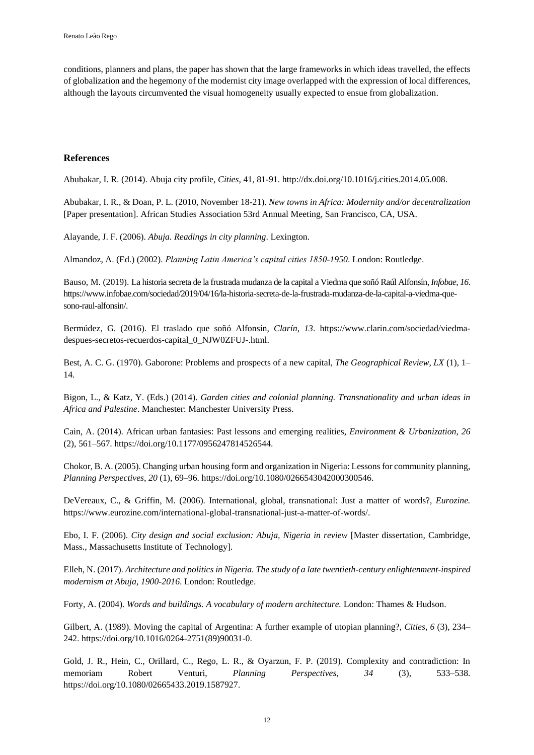conditions, planners and plans, the paper has shown that the large frameworks in which ideas travelled, the effects of globalization and the hegemony of the modernist city image overlapped with the expression of local differences, although the layouts circumvented the visual homogeneity usually expected to ensue from globalization.

## References

Abubakar, I. R. (2014). Abuja city profile, *Cities*, 41, 81-91. http://dx.doi.org/10.1016/j.cities.2014.05.008.

Abubakar, I. R., & Doan, P. L. (2010, November 18-21). *New towns in Africa: Modernity and/or decentralization* [Paper presentation]. African Studies Association 53rd Annual Meeting, San Francisco, CA, USA.

Alayande, J. F. (2006). *Abuja. Readings in city planning*. Lexington.

Almandoz, A. (Ed.) (2002). *Planning Latin America's capital cities 1850-1950*. London: Routledge.

Bauso, M. (2019). La historia secreta de la frustrada mudanza de la capital a Viedma que soñó Raúl Alfonsín, *Infobae*, *16*. https://www.infobae.com/sociedad/2019/04/16/la-historia-secreta-de-la-frustrada-mudanza-de-la-capital-a-viedma-que-sono-raul-alfonsin/.

Bermúdez, G. (2016). El traslado que soñó Alfonsín, *Clarín*, *13*. https://www.clarin.com/sociedad/viedma-despues-secretos-recuerdos-capital_0_NJW0ZFUJ-.html.

Best, A. C. G. (1970). Gaborone: Problems and prospects of a new capital, *The Geographical Review*, *LX* (1), 1–14.

Bigon, L., & Katz, Y. (Eds.) (2014). *Garden cities and colonial planning. Transnationality and urban ideas in Africa and Palestine*. Manchester: Manchester University Press.

Cain, A. (2014). African urban fantasies: Past lessons and emerging realities, *Environment & Urbanization*, *26* (2), 561–567. https://doi.org/10.1177/0956247814526544.

Chokor, B. A. (2005). Changing urban housing form and organization in Nigeria: Lessons for community planning, *Planning Perspectives*, *20* (1), 69–96. https://doi.org/10.1080/0266543042000300546.

DeVereaux, C., & Griffin, M. (2006). International, global, transnational: Just a matter of words?, *Eurozine.* https://www.eurozine.com/international-global-transnational-just-a-matter-of-words/.

Ebo, I. F. (2006). *City design and social exclusion: Abuja, Nigeria in review* [Master dissertation, Cambridge, Mass., Massachusetts Institute of Technology].

Elleh, N. (2017). *Architecture and politics in Nigeria. The study of a late twentieth-century enlightenment-inspired modernism at Abuja, 1900-2016*. London: Routledge.

Forty, A. (2004). *Words and buildings. A vocabulary of modern architecture.* London: Thames & Hudson.

Gilbert, A. (1989). Moving the capital of Argentina: A further example of utopian planning?, *Cities*, *6* (3), 234–242. https://doi.org/10.1016/0264-2751(89)90031-0.

Gold, J. R., Hein, C., Orillard, C., Rego, L. R., & Oyarzun, F. P. (2019). Complexity and contradiction: In memoriam Robert Venturi, *Planning Perspectives*, *34* (3), 533–538. https://doi.org/10.1080/02665433.2019.1587927.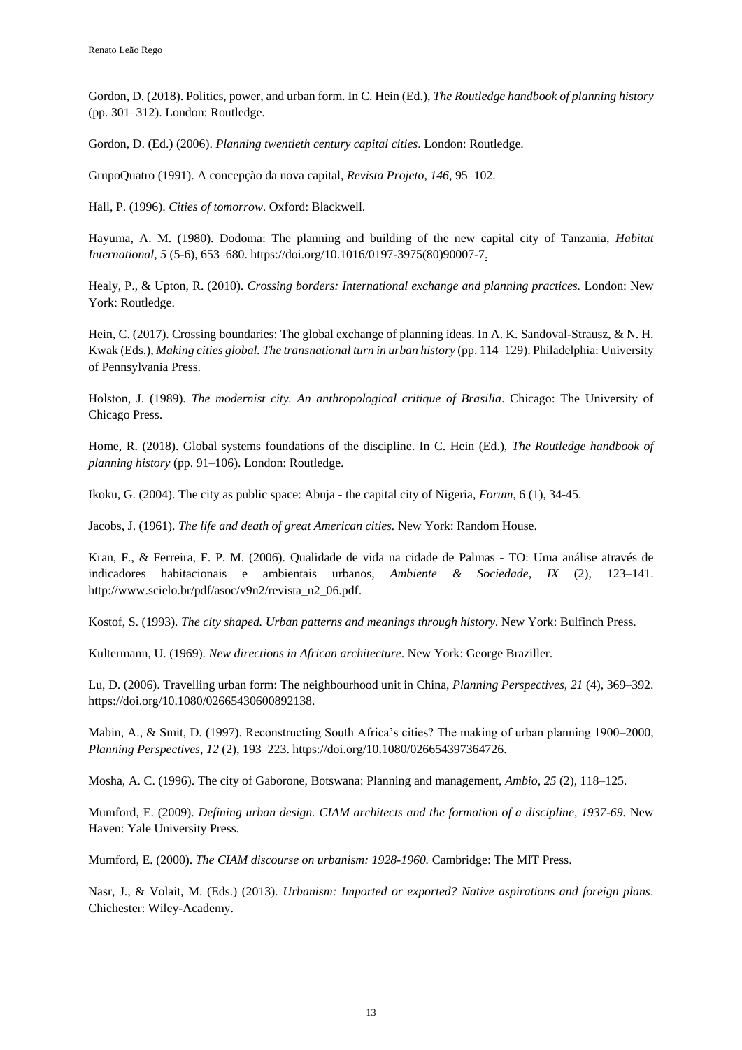Gordon, D. (2018). Politics, power, and urban form. In C. Hein (Ed.), *The Routledge handbook of planning history* (pp. 301–312). London: Routledge.

Gordon, D. (Ed.) (2006). *Planning twentieth century capital cities*. London: Routledge.

GrupoQuatro (1991). A concepção da nova capital, *Revista Projeto, 146*, 95–102.

Hall, P. (1996). *Cities of tomorrow*. Oxford: Blackwell.

Hayuma, A. M. (1980). Dodoma: The planning and building of the new capital city of Tanzania, *Habitat International*, *5* (5-6), 653–680. https://doi.org/10.1016/0197-3975(80)90007-7.

Healy, P., & Upton, R. (2010). *Crossing borders: International exchange and planning practices.* London: New York: Routledge.

Hein, C. (2017). Crossing boundaries: The global exchange of planning ideas. In A. K. Sandoval-Strausz, & N. H. Kwak (Eds.), *Making cities global. The transnational turn in urban history* (pp. 114–129). Philadelphia: University of Pennsylvania Press.

Holston, J. (1989). *The modernist city. An anthropological critique of Brasilia*. Chicago: The University of Chicago Press.

Home, R. (2018). Global systems foundations of the discipline. In C. Hein (Ed.), *The Routledge handbook of planning history* (pp. 91–106). London: Routledge.

Ikoku, G. (2004). The city as public space: Abuja - the capital city of Nigeria, *Forum*, 6 (1), 34-45.

Jacobs, J. (1961). *The life and death of great American cities.* New York: Random House.

Kran, F., & Ferreira, F. P. M. (2006). Qualidade de vida na cidade de Palmas - TO: Uma análise através de indicadores habitacionais e ambientais urbanos, *Ambiente & Sociedade*, *IX* (2), 123–141. http://www.scielo.br/pdf/asoc/v9n2/revista_n2_06.pdf.

Kostof, S. (1993). *The city shaped. Urban patterns and meanings through history*. New York: Bulfinch Press.

Kultermann, U. (1969). *New directions in African architecture*. New York: George Braziller.

Lu, D. (2006). Travelling urban form: The neighbourhood unit in China, *Planning Perspectives*, *21* (4), 369–392. https://doi.org/10.1080/02665430600892138.

Mabin, A., & Smit, D. (1997). Reconstructing South Africa's cities? The making of urban planning 1900–2000, *Planning Perspectives*, *12* (2), 193–223. https://doi.org/10.1080/026654397364726.

Mosha, A. C. (1996). The city of Gaborone, Botswana: Planning and management, *Ambio, 25* (2), 118–125.

Mumford, E. (2009). *Defining urban design. CIAM architects and the formation of a discipline, 1937-69.* New Haven: Yale University Press.

Mumford, E. (2000). *The CIAM discourse on urbanism: 1928-1960.* Cambridge: The MIT Press.

Nasr, J., & Volait, M. (Eds.) (2013). *Urbanism: Imported or exported? Native aspirations and foreign plans*. Chichester: Wiley-Academy.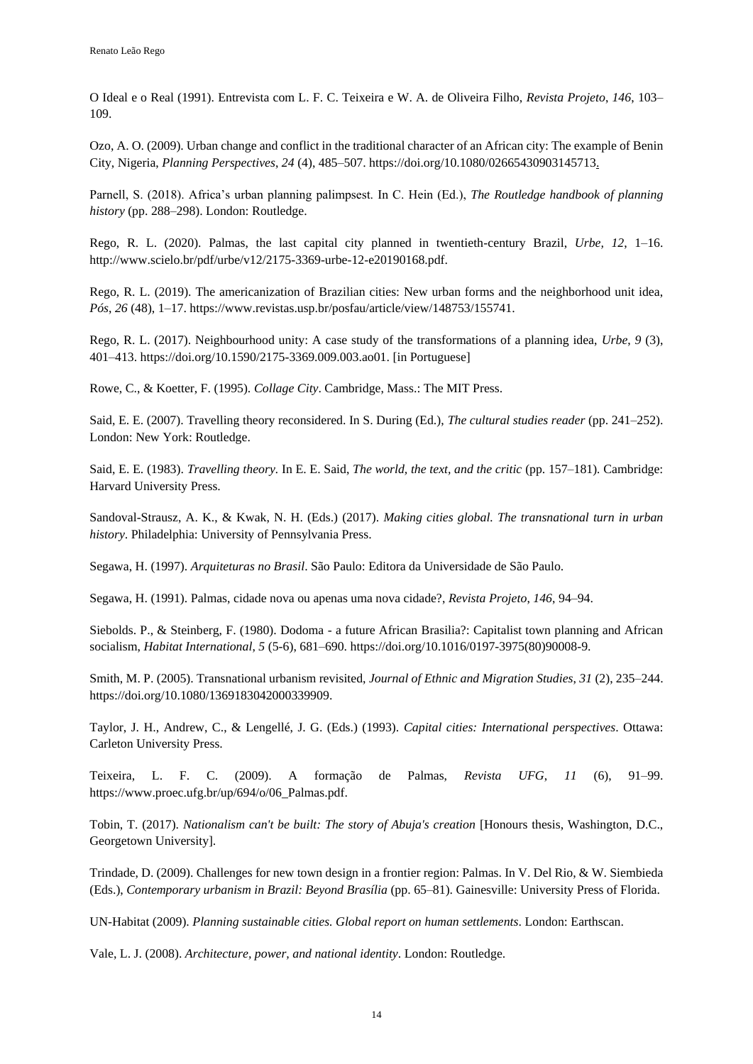O Ideal e o Real (1991). Entrevista com L. F. C. Teixeira e W. A. de Oliveira Filho, *Revista Projeto*, *146*, 103–109.

Ozo, A. O. (2009). Urban change and conflict in the traditional character of an African city: The example of Benin City, Nigeria, *Planning Perspectives*, *24* (4), 485–507. https://doi.org/10.1080/02665430903145713.

Parnell, S. (2018). Africa's urban planning palimpsest. In C. Hein (Ed.), *The Routledge handbook of planning history* (pp. 288–298). London: Routledge.

Rego, R. L. (2020). Palmas, the last capital city planned in twentieth-century Brazil, *Urbe, 12,* 1–16. http://www.scielo.br/pdf/urbe/v12/2175-3369-urbe-12-e20190168.pdf.

Rego, R. L. (2019). The americanization of Brazilian cities: New urban forms and the neighborhood unit idea, *Pós*, *26* (48), 1–17. https://www.revistas.usp.br/posfau/article/view/148753/155741.

Rego, R. L. (2017). Neighbourhood unity: A case study of the transformations of a planning idea, *Urbe*, *9* (3), 401–413. https://doi.org/10.1590/2175-3369.009.003.ao01. [in Portuguese]

Rowe, C., & Koetter, F. (1995). *Collage City*. Cambridge, Mass.: The MIT Press.

Said, E. E. (2007). Travelling theory reconsidered. In S. During (Ed.), *The cultural studies reader* (pp. 241–252). London: New York: Routledge.

Said, E. E. (1983). *Travelling theory*. In E. E. Said, *The world, the text, and the critic* (pp. 157–181). Cambridge: Harvard University Press.

Sandoval-Strausz, A. K., & Kwak, N. H. (Eds.) (2017). *Making cities global. The transnational turn in urban history*. Philadelphia: University of Pennsylvania Press.

Segawa, H. (1997). *Arquiteturas no Brasil*. São Paulo: Editora da Universidade de São Paulo.

Segawa, H. (1991). Palmas, cidade nova ou apenas uma nova cidade?, *Revista Projeto*, *146*, 94–94.

Siebolds. P., & Steinberg, F. (1980). Dodoma - a future African Brasilia?: Capitalist town planning and African socialism, *Habitat International*, *5* (5-6), 681–690. https://doi.org/10.1016/0197-3975(80)90008-9.

Smith, M. P. (2005). Transnational urbanism revisited, *Journal of Ethnic and Migration Studies*, *31* (2), 235–244. https://doi.org/10.1080/1369183042000339909.

Taylor, J. H., Andrew, C., & Lengellé, J. G. (Eds.) (1993). *Capital cities: International perspectives*. Ottawa: Carleton University Press.

Teixeira, L. F. C. (2009). A formação de Palmas, *Revista UFG, 11* (6), 91–99. https://www.proec.ufg.br/up/694/o/06_Palmas.pdf.

Tobin, T. (2017). *Nationalism can't be built: The story of Abuja's creation* [Honours thesis, Washington, D.C., Georgetown University].

Trindade, D. (2009). Challenges for new town design in a frontier region: Palmas. In V. Del Rio, & W. Siembieda (Eds.), *Contemporary urbanism in Brazil: Beyond Brasília* (pp. 65–81). Gainesville: University Press of Florida.

UN-Habitat (2009). *Planning sustainable cities. Global report on human settlements*. London: Earthscan.

Vale, L. J. (2008). *Architecture, power, and national identity*. London: Routledge.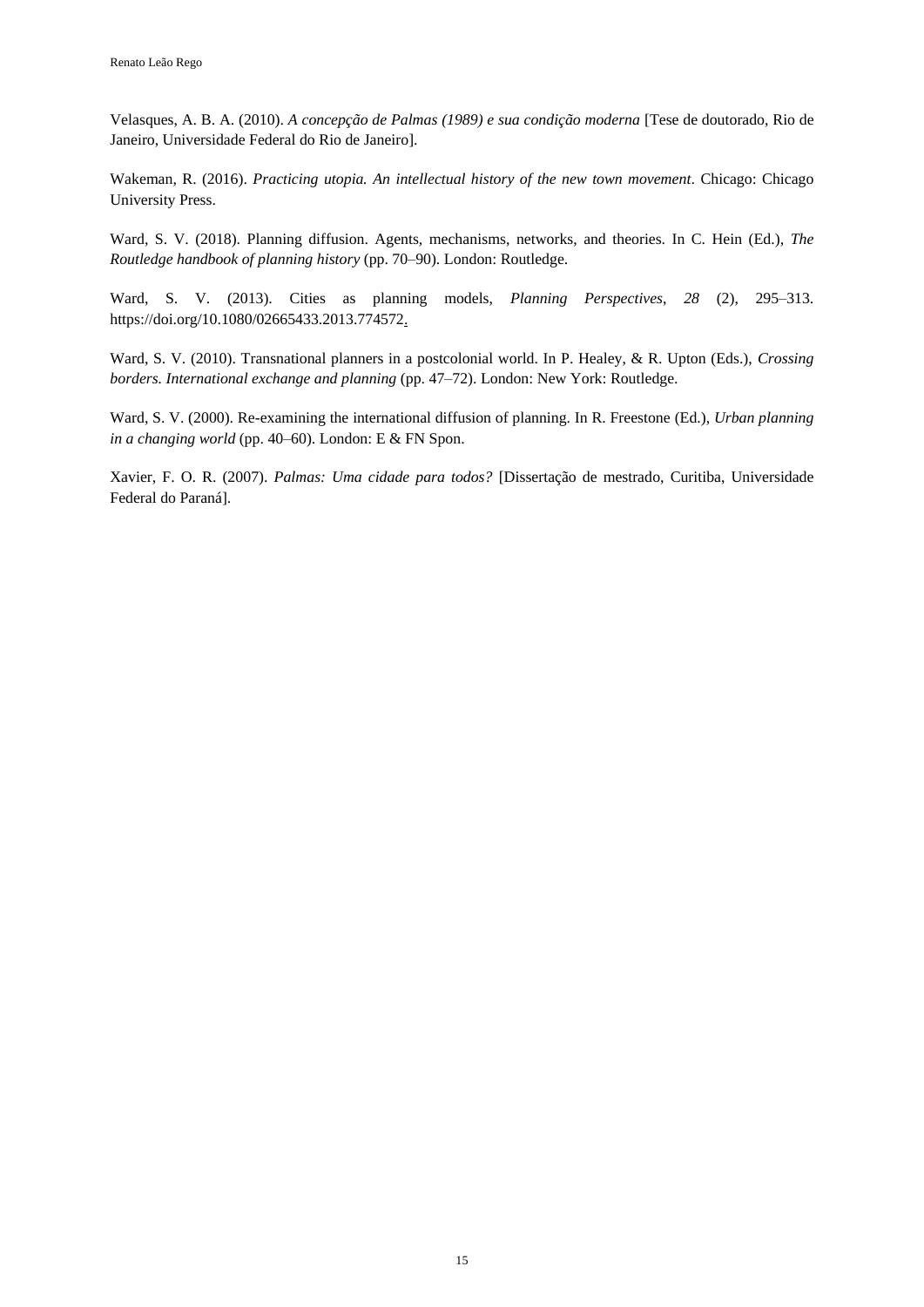Velasques, A. B. A. (2010). *A concepção de Palmas (1989) e sua condição moderna* [Tese de doutorado, Rio de Janeiro, Universidade Federal do Rio de Janeiro].

Wakeman, R. (2016). *Practicing utopia. An intellectual history of the new town movement*. Chicago: Chicago University Press.

Ward, S. V. (2018). Planning diffusion. Agents, mechanisms, networks, and theories. In C. Hein (Ed.), *The Routledge handbook of planning history* (pp. 70–90). London: Routledge.

Ward, S. V. (2013). Cities as planning models, *Planning Perspectives*, *28* (2), 295–313. https://doi.org/10.1080/02665433.2013.774572.

Ward, S. V. (2010). Transnational planners in a postcolonial world. In P. Healey, & R. Upton (Eds.), *Crossing borders. International exchange and planning* (pp. 47–72). London: New York: Routledge.

Ward, S. V. (2000). Re-examining the international diffusion of planning. In R. Freestone (Ed.), *Urban planning in a changing world* (pp. 40–60). London: E & FN Spon.

Xavier, F. O. R. (2007). *Palmas: Uma cidade para todos?* [Dissertação de mestrado, Curitiba, Universidade Federal do Paraná].